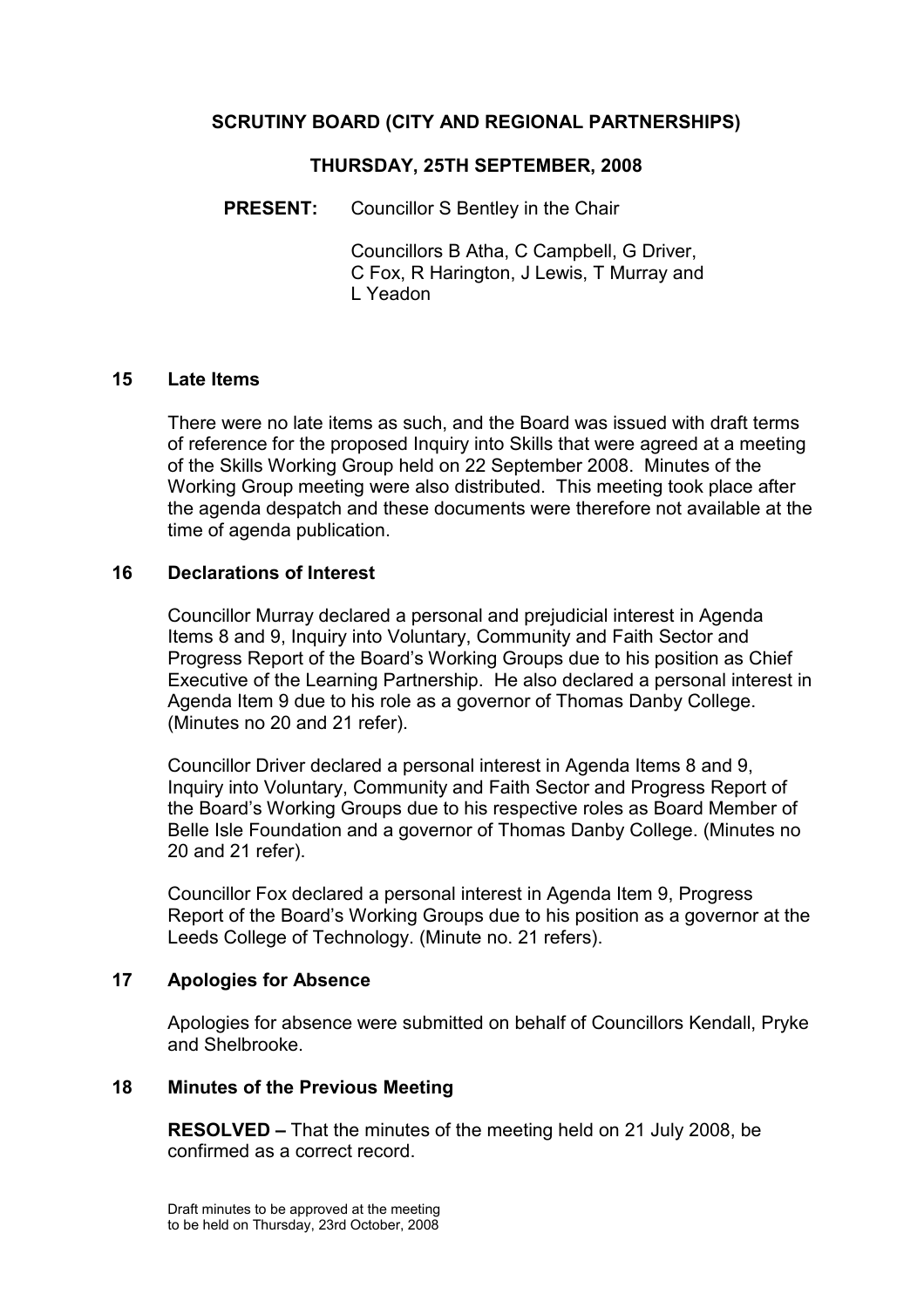# SCRUTINY BOARD (CITY AND REGIONAL PARTNERSHIPS)

## THURSDAY, 25TH SEPTEMBER, 2008

**PRESENT:** Councillor S Bentley in the Chair

Councillors B Atha, C Campbell, G Driver, C Fox, R Harington, J Lewis, T Murray and L Yeadon

### 15 Late Items

There were no late items as such, and the Board was issued with draft terms of reference for the proposed Inquiry into Skills that were agreed at a meeting of the Skills Working Group held on 22 September 2008. Minutes of the Working Group meeting were also distributed. This meeting took place after the agenda despatch and these documents were therefore not available at the time of agenda publication.

### 16 Declarations of Interest

Councillor Murray declared a personal and prejudicial interest in Agenda Items 8 and 9, Inquiry into Voluntary, Community and Faith Sector and Progress Report of the Board's Working Groups due to his position as Chief Executive of the Learning Partnership. He also declared a personal interest in Agenda Item 9 due to his role as a governor of Thomas Danby College. (Minutes no 20 and 21 refer).

Councillor Driver declared a personal interest in Agenda Items 8 and 9, Inquiry into Voluntary, Community and Faith Sector and Progress Report of the Board's Working Groups due to his respective roles as Board Member of Belle Isle Foundation and a governor of Thomas Danby College. (Minutes no 20 and 21 refer).

Councillor Fox declared a personal interest in Agenda Item 9, Progress Report of the Board's Working Groups due to his position as a governor at the Leeds College of Technology. (Minute no. 21 refers).

### 17 Apologies for Absence

Apologies for absence were submitted on behalf of Councillors Kendall, Pryke and Shelbrooke.

### 18 Minutes of the Previous Meeting

**RESOLVED –** That the minutes of the meeting held on 21 July 2008, be confirmed as a correct record.

Draft minutes to be approved at the meeting to be held on Thursday, 23rd October, 2008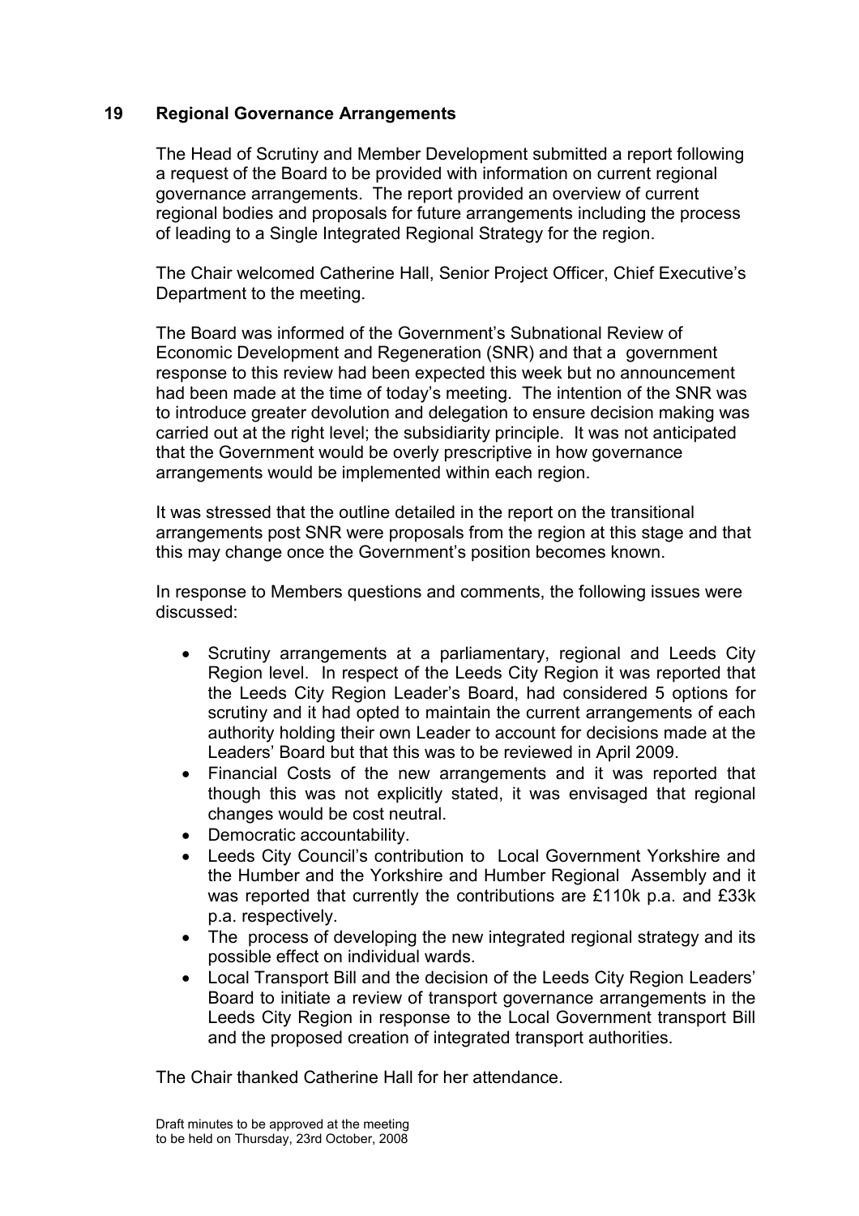## 19 Regional Governance Arrangements

The Head of Scrutiny and Member Development submitted a report following a request of the Board to be provided with information on current regional governance arrangements. The report provided an overview of current regional bodies and proposals for future arrangements including the process of leading to a Single Integrated Regional Strategy for the region.

The Chair welcomed Catherine Hall, Senior Project Officer, Chief Executive's Department to the meeting.

The Board was informed of the Government's Subnational Review of Economic Development and Regeneration (SNR) and that a government response to this review had been expected this week but no announcement had been made at the time of today's meeting. The intention of the SNR was to introduce greater devolution and delegation to ensure decision making was carried out at the right level; the subsidiarity principle. It was not anticipated that the Government would be overly prescriptive in how governance arrangements would be implemented within each region.

It was stressed that the outline detailed in the report on the transitional arrangements post SNR were proposals from the region at this stage and that this may change once the Government's position becomes known.

In response to Members questions and comments, the following issues were discussed:

- Scrutiny arrangements at a parliamentary, regional and Leeds City Region level. In respect of the Leeds City Region it was reported that the Leeds City Region Leader's Board, had considered 5 options for scrutiny and it had opted to maintain the current arrangements of each authority holding their own Leader to account for decisions made at the Leaders' Board but that this was to be reviewed in April 2009.
- Financial Costs of the new arrangements and it was reported that though this was not explicitly stated, it was envisaged that regional changes would be cost neutral.
- Democratic accountability.
- Leeds City Council's contribution to Local Government Yorkshire and the Humber and the Yorkshire and Humber Regional Assembly and it was reported that currently the contributions are £110k p.a. and £33k p.a. respectively.
- The process of developing the new integrated regional strategy and its possible effect on individual wards.
- Local Transport Bill and the decision of the Leeds City Region Leaders' Board to initiate a review of transport governance arrangements in the Leeds City Region in response to the Local Government transport Bill and the proposed creation of integrated transport authorities.

The Chair thanked Catherine Hall for her attendance.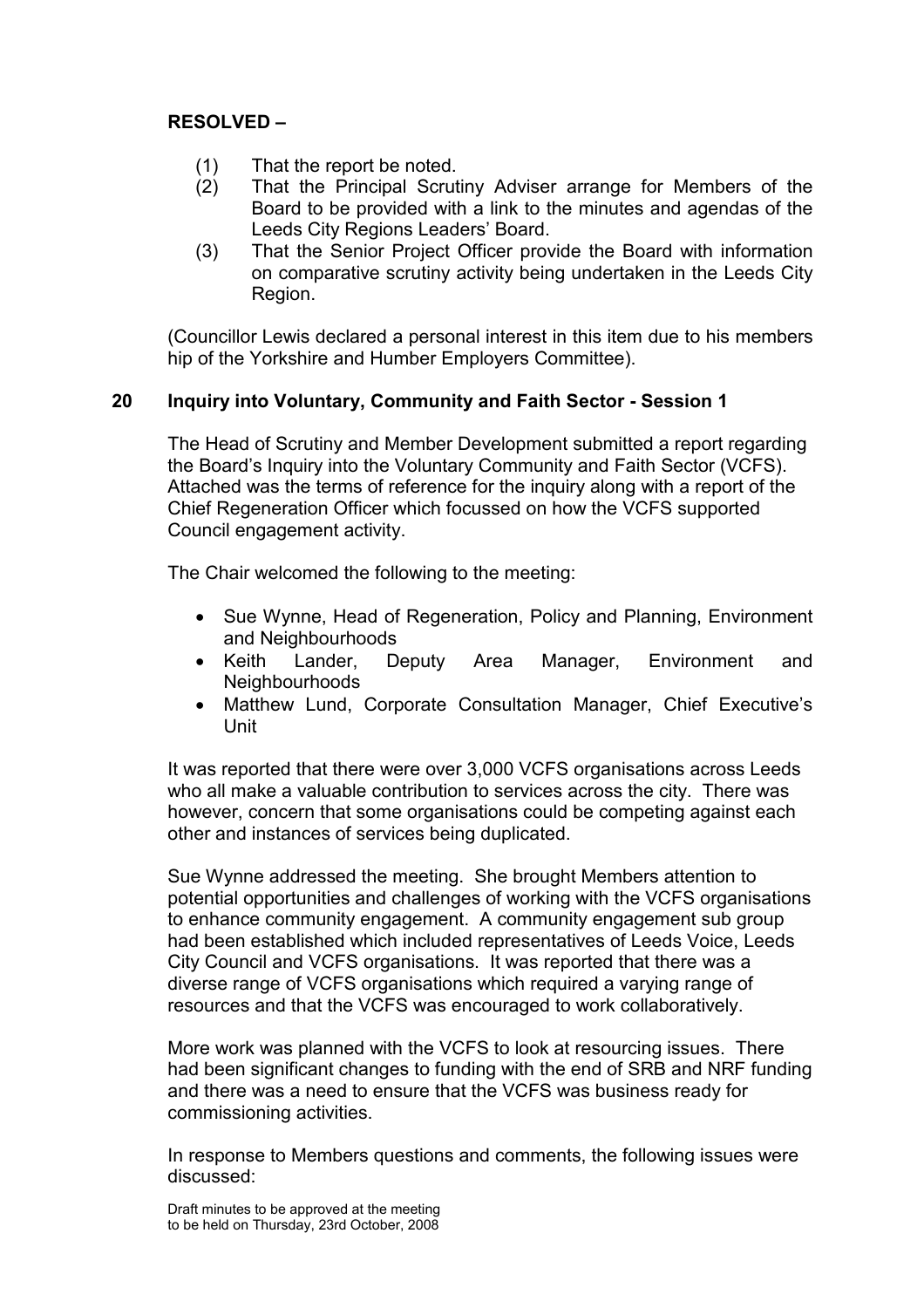**RESOLVED –**

1. (1) That the report be noted.
2. (2) That the Principal Scrutiny Adviser arrange for Members of the Board to be provided with a link to the minutes and agendas of the Leeds City Regions Leaders' Board.
3. (3) That the Senior Project Officer provide the Board with information on comparative scrutiny activity being undertaken in the Leeds City Region.

(Councillor Lewis declared a personal interest in this item due to his members hip of the Yorkshire and Humber Employers Committee).

## 20 Inquiry into Voluntary, Community and Faith Sector - Session 1

The Head of Scrutiny and Member Development submitted a report regarding the Board's Inquiry into the Voluntary Community and Faith Sector (VCFS). Attached was the terms of reference for the inquiry along with a report of the Chief Regeneration Officer which focussed on how the VCFS supported Council engagement activity.

The Chair welcomed the following to the meeting:

- Sue Wynne, Head of Regeneration, Policy and Planning, Environment and Neighbourhoods
- Keith Lander, Deputy Area Manager, Environment and Neighbourhoods
- Matthew Lund, Corporate Consultation Manager, Chief Executive's Unit

It was reported that there were over 3,000 VCFS organisations across Leeds who all make a valuable contribution to services across the city. There was however, concern that some organisations could be competing against each other and instances of services being duplicated.

Sue Wynne addressed the meeting. She brought Members attention to potential opportunities and challenges of working with the VCFS organisations to enhance community engagement. A community engagement sub group had been established which included representatives of Leeds Voice, Leeds City Council and VCFS organisations. It was reported that there was a diverse range of VCFS organisations which required a varying range of resources and that the VCFS was encouraged to work collaboratively.

More work was planned with the VCFS to look at resourcing issues. There had been significant changes to funding with the end of SRB and NRF funding and there was a need to ensure that the VCFS was business ready for commissioning activities.

In response to Members questions and comments, the following issues were discussed:

Draft minutes to be approved at the meeting
to be held on Thursday, 23rd October, 2008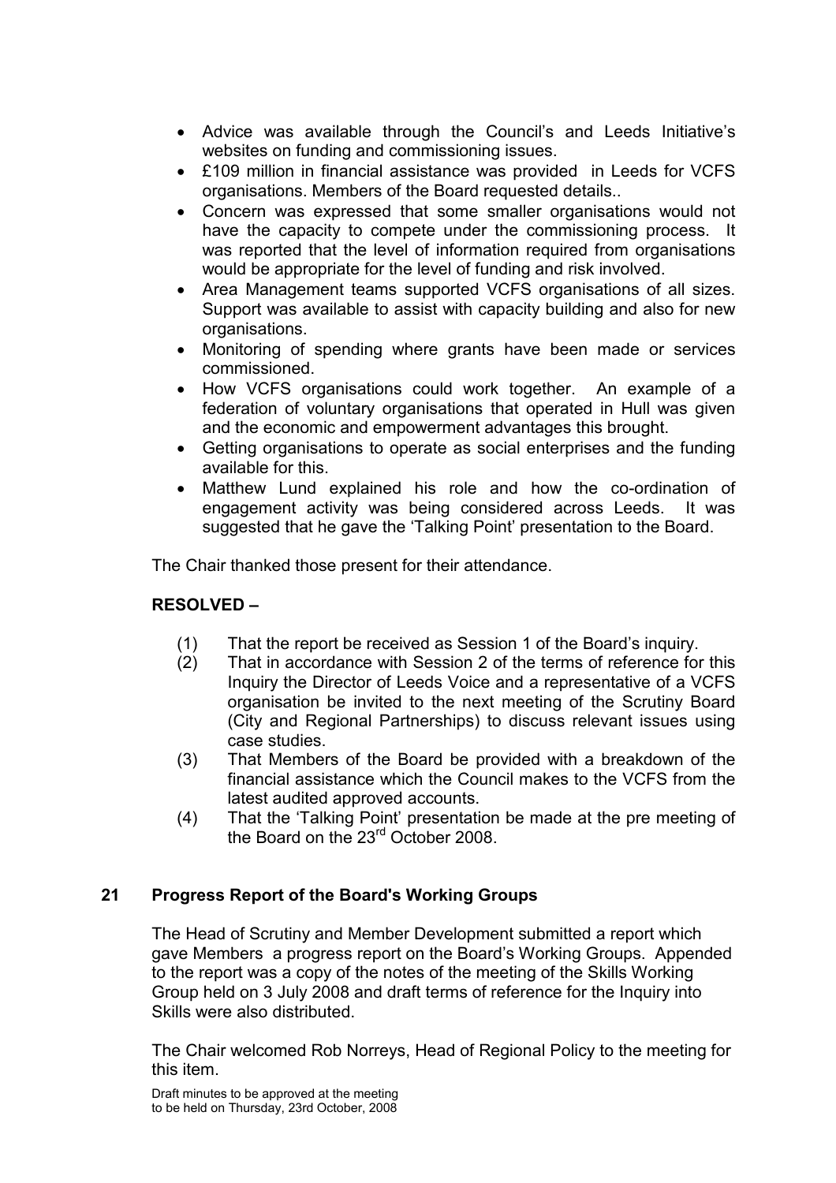- Advice was available through the Council's and Leeds Initiative's websites on funding and commissioning issues.
- £109 million in financial assistance was provided in Leeds for VCFS organisations. Members of the Board requested details..
- Concern was expressed that some smaller organisations would not have the capacity to compete under the commissioning process. It was reported that the level of information required from organisations would be appropriate for the level of funding and risk involved.
- Area Management teams supported VCFS organisations of all sizes. Support was available to assist with capacity building and also for new organisations.
- Monitoring of spending where grants have been made or services commissioned.
- How VCFS organisations could work together. An example of a federation of voluntary organisations that operated in Hull was given and the economic and empowerment advantages this brought.
- Getting organisations to operate as social enterprises and the funding available for this.
- Matthew Lund explained his role and how the co-ordination of engagement activity was being considered across Leeds. It was suggested that he gave the 'Talking Point' presentation to the Board.

The Chair thanked those present for their attendance.

**RESOLVED –**

(1) That the report be received as Session 1 of the Board's inquiry.
(2) That in accordance with Session 2 of the terms of reference for this Inquiry the Director of Leeds Voice and a representative of a VCFS organisation be invited to the next meeting of the Scrutiny Board (City and Regional Partnerships) to discuss relevant issues using case studies.
(3) That Members of the Board be provided with a breakdown of the financial assistance which the Council makes to the VCFS from the latest audited approved accounts.
(4) That the 'Talking Point' presentation be made at the pre meeting of the Board on the 23rd October 2008.

## 21 Progress Report of the Board's Working Groups

The Head of Scrutiny and Member Development submitted a report which gave Members a progress report on the Board's Working Groups. Appended to the report was a copy of the notes of the meeting of the Skills Working Group held on 3 July 2008 and draft terms of reference for the Inquiry into Skills were also distributed.

The Chair welcomed Rob Norreys, Head of Regional Policy to the meeting for this item.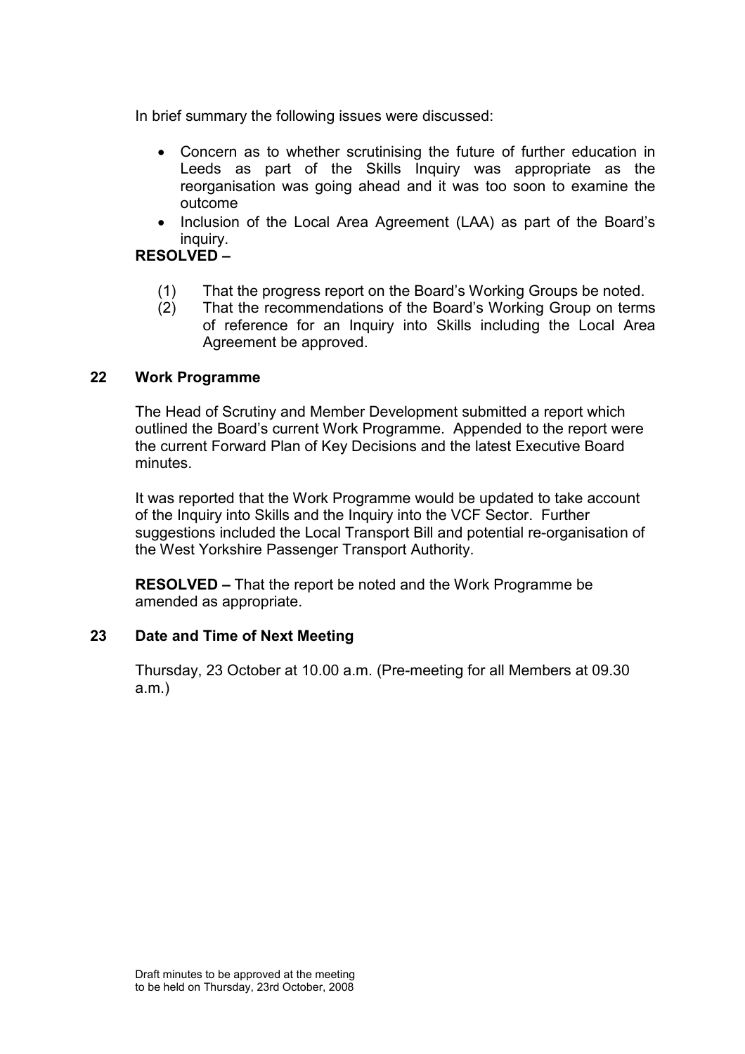In brief summary the following issues were discussed:

- Concern as to whether scrutinising the future of further education in Leeds as part of the Skills Inquiry was appropriate as the reorganisation was going ahead and it was too soon to examine the outcome
- Inclusion of the Local Area Agreement (LAA) as part of the Board's inquiry.

**RESOLVED –**

(1) That the progress report on the Board's Working Groups be noted.

(2) That the recommendations of the Board's Working Group on terms of reference for an Inquiry into Skills including the Local Area Agreement be approved.

## 22 Work Programme

The Head of Scrutiny and Member Development submitted a report which outlined the Board's current Work Programme. Appended to the report were the current Forward Plan of Key Decisions and the latest Executive Board minutes.

It was reported that the Work Programme would be updated to take account of the Inquiry into Skills and the Inquiry into the VCF Sector. Further suggestions included the Local Transport Bill and potential re-organisation of the West Yorkshire Passenger Transport Authority.

**RESOLVED –** That the report be noted and the Work Programme be amended as appropriate.

## 23 Date and Time of Next Meeting

Thursday, 23 October at 10.00 a.m. (Pre-meeting for all Members at 09.30 a.m.)